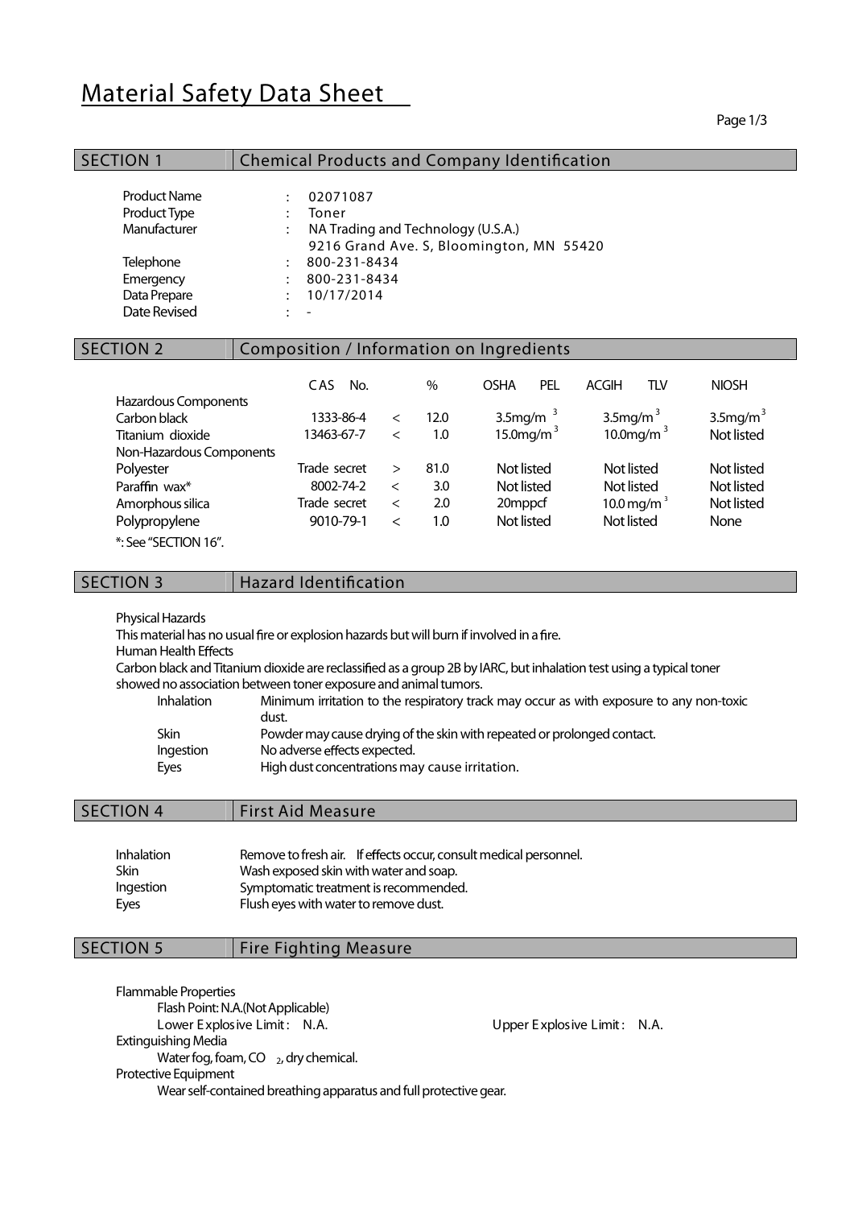# Material Safety Data Sheet

## SECTION 1 Chemical Products and Company Identification

| | | |
|---|---|---|
| Product Name | : | 02071087 |
| Product Type | : | Toner |
| Manufacturer | : | NA Trading and Technology (U.S.A.)<br>9216 Grand Ave. S, Bloomington, MN 55420 |
| Telephone | : | 800-231-8434 |
| Emergency | : | 800-231-8434 |
| Data Prepare | : | 10/17/2014 |
| Date Revised | : | - |

## SECTION 2 Composition / Information on Ingredients

| | CAS No. | | % | OSHA PEL | ACGIH TLV | NIOSH |
|---|---|---|---|---|---|---|
| Hazardous Components | | | | | | |
| Carbon black | 1333-86-4 | < | 12.0 | 3.5mg/m$^3$ | 3.5mg/m$^3$ | 3.5mg/m$^3$ |
| Titanium dioxide | 13463-67-7 | < | 1.0 | 15.0mg/m$^3$ | 10.0mg/m$^3$ | Not listed |
| Non-Hazardous Components | | | | | | |
| Polyester | Trade secret | > | 81.0 | Not listed | Not listed | Not listed |
| Paraffin wax* | 8002-74-2 | < | 3.0 | Not listed | Not listed | Not listed |
| Amorphous silica | Trade secret | < | 2.0 | 20mppcf | 10.0 mg/m$^3$ | Not listed |
| Polypropylene | 9010-79-1 | < | 1.0 | Not listed | Not listed | None |

*: See "SECTION 16".

## SECTION 3 Hazard Identification

Physical Hazards

This material has no usual fire or explosion hazards but will burn if involved in a fire.

Human Health Effects

Carbon black and Titanium dioxide are reclassified as a group 2B by IARC, but inhalation test using a typical toner showed no association between toner exposure and animal tumors.

| | |
|---|---|
| Inhalation | Minimum irritation to the respiratory track may occur as with exposure to any non-toxic dust. |
| Skin | Powder may cause drying of the skin with repeated or prolonged contact. |
| Ingestion | No adverse effects expected. |
| Eyes | High dust concentrations may cause irritation. |

## SECTION 4 First Aid Measure

| | |
|---|---|
| Inhalation | Remove to fresh air. If effects occur, consult medical personnel. |
| Skin | Wash exposed skin with water and soap. |
| Ingestion | Symptomatic treatment is recommended. |
| Eyes | Flush eyes with water to remove dust. |

## SECTION 5 Fire Fighting Measure

Flammable Properties

Flash Point: N.A.(Not Applicable)

Lower Explosive Limit : N.A. Upper Explosive Limit : N.A.

Extinguishing Media

Water fog, foam, $CO_2$, dry chemical.

Protective Equipment

Wear self-contained breathing apparatus and full protective gear.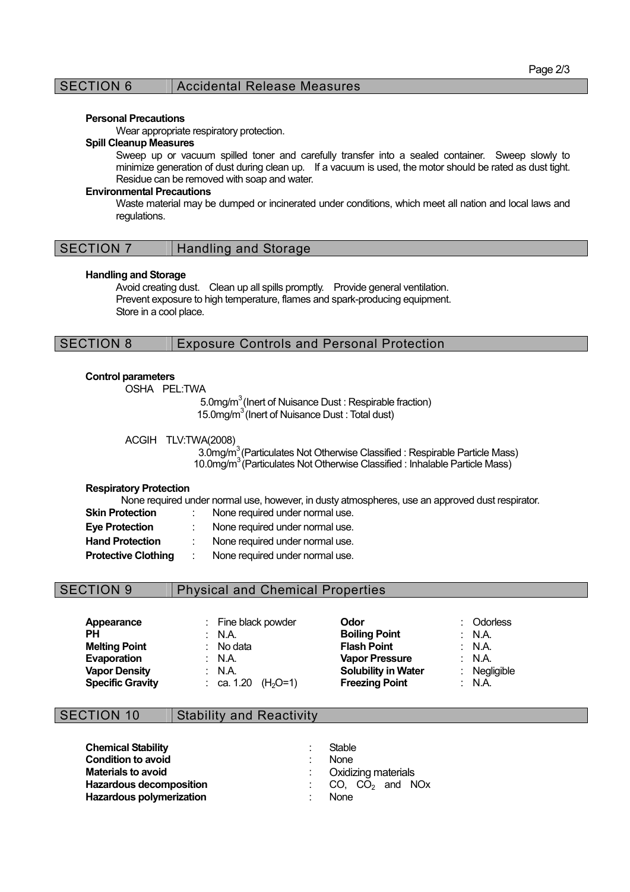## SECTION 6 Accidental Release Measures

**Personal Precautions**

Wear appropriate respiratory protection.

**Spill Cleanup Measures**

Sweep up or vacuum spilled toner and carefully transfer into a sealed container. Sweep slowly to minimize generation of dust during clean up. If a vacuum is used, the motor should be rated as dust tight. Residue can be removed with soap and water.

**Environmental Precautions**

Waste material may be dumped or incinerated under conditions, which meet all nation and local laws and regulations.

## SECTION 7 Handling and Storage

**Handling and Storage**

Avoid creating dust. Clean up all spills promptly. Provide general ventilation.
Prevent exposure to high temperature, flames and spark-producing equipment.
Store in a cool place.

## SECTION 8 Exposure Controls and Personal Protection

**Control parameters**

OSHA PEL:TWA

5.0mg/$m^3$ (Inert of Nuisance Dust : Respirable fraction)
15.0mg/$m^3$ (Inert of Nuisance Dust : Total dust)

ACGIH TLV:TWA(2008)

3.0mg/$m^3$ (Particulates Not Otherwise Classified : Respirable Particle Mass)
10.0mg/$m^3$ (Particulates Not Otherwise Classified : Inhalable Particle Mass)

**Respiratory Protection**

None required under normal use, however, in dusty atmospheres, use an approved dust respirator.

**Skin Protection** : None required under normal use.
**Eye Protection** : None required under normal use.
**Hand Protection** : None required under normal use.
**Protective Clothing** : None required under normal use.

## SECTION 9 Physical and Chemical Properties

| | | | |
|---|---|---|---|
| **Appearance** | : Fine black powder | **Odor** | : Odorless |
| **PH** | : N.A. | **Boiling Point** | : N.A. |
| **Melting Point** | : No data | **Flash Point** | : N.A. |
| **Evaporation** | : N.A. | **Vapor Pressure** | : N.A. |
| **Vapor Density** | : N.A. | **Solubility in Water** | : Negligible |
| **Specific Gravity** | : ca. 1.20 ($H_2O$=1) | **Freezing Point** | : N.A. |

## SECTION 10 Stability and Reactivity

| | |
|---|---|
| **Chemical Stability** | : Stable |
| **Condition to avoid** | : None |
| **Materials to avoid** | : Oxidizing materials |
| **Hazardous decomposition** | : CO, $CO_2$ and NOx |
| **Hazardous polymerization** | : None |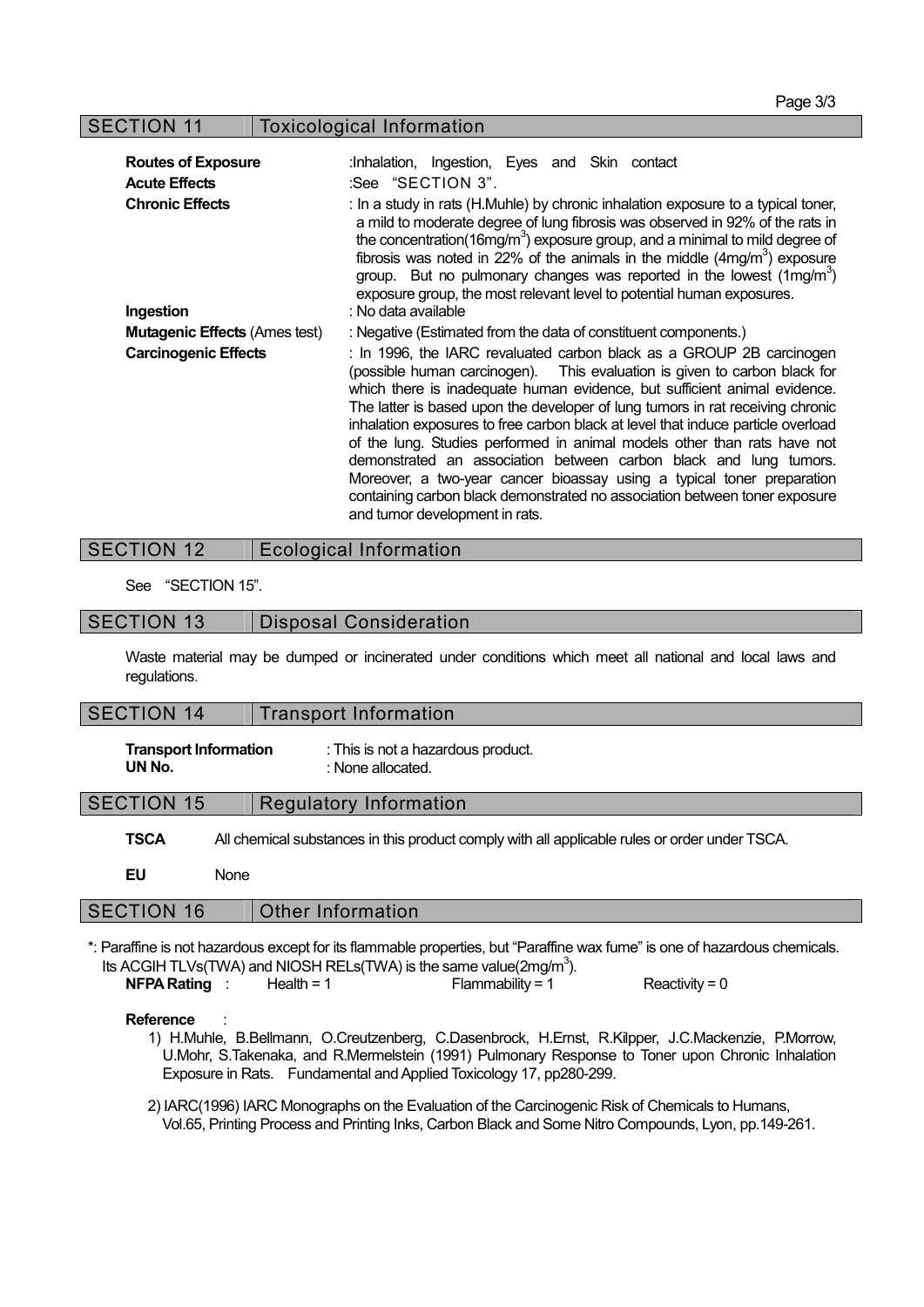## SECTION 11 Toxicological Information

| | |
|---|---|
| **Routes of Exposure** | :Inhalation, Ingestion, Eyes and Skin contact |
| **Acute Effects** | :See "SECTION 3". |
| **Chronic Effects** | : In a study in rats (H.Muhle) by chronic inhalation exposure to a typical toner, a mild to moderate degree of lung fibrosis was observed in 92% of the rats in the concentration(16mg/m$^3$) exposure group, and a minimal to mild degree of fibrosis was noted in 22% of the animals in the middle (4mg/m$^3$) exposure group. But no pulmonary changes was reported in the lowest (1mg/m$^3$) exposure group, the most relevant level to potential human exposures. |
| **Ingestion** | : No data available |
| **Mutagenic Effects** (Ames test) | : Negative (Estimated from the data of constituent components.) |
| **Carcinogenic Effects** | : In 1996, the IARC revaluated carbon black as a GROUP 2B carcinogen (possible human carcinogen). This evaluation is given to carbon black for which there is inadequate human evidence, but sufficient animal evidence. The latter is based upon the developer of lung tumors in rat receiving chronic inhalation exposures to free carbon black at level that induce particle overload of the lung. Studies performed in animal models other than rats have not demonstrated an association between carbon black and lung tumors. Moreover, a two-year cancer bioassay using a typical toner preparation containing carbon black demonstrated no association between toner exposure and tumor development in rats. |

## SECTION 12 Ecological Information

See "SECTION 15".

## SECTION 13 Disposal Consideration

Waste material may be dumped or incinerated under conditions which meet all national and local laws and regulations.

## SECTION 14 Transport Information

| | |
|---|---|
| **Transport Information** | : This is not a hazardous product. |
| **UN No.** | : None allocated. |

## SECTION 15 Regulatory Information

**TSCA** All chemical substances in this product comply with all applicable rules or order under TSCA.

**EU** None

## SECTION 16 Other Information

*: Paraffine is not hazardous except for its flammable properties, but "Paraffine wax fume" is one of hazardous chemicals. Its ACGIH TLVs(TWA) and NIOSH RELs(TWA) is the same value(2mg/m$^3$).

**NFPA Rating** : Health = 1 Flammability = 1 Reactivity = 0

**Reference** :

1) H.Muhle, B.Bellmann, O.Creutzenberg, C.Dasenbrock, H.Ernst, R.Kilpper, J.C.Mackenzie, P.Morrow, U.Mohr, S.Takenaka, and R.Mermelstein (1991) Pulmonary Response to Toner upon Chronic Inhalation Exposure in Rats. Fundamental and Applied Toxicology 17, pp280-299.

2) IARC(1996) IARC Monographs on the Evaluation of the Carcinogenic Risk of Chemicals to Humans, Vol.65, Printing Process and Printing Inks, Carbon Black and Some Nitro Compounds, Lyon, pp.149-261.